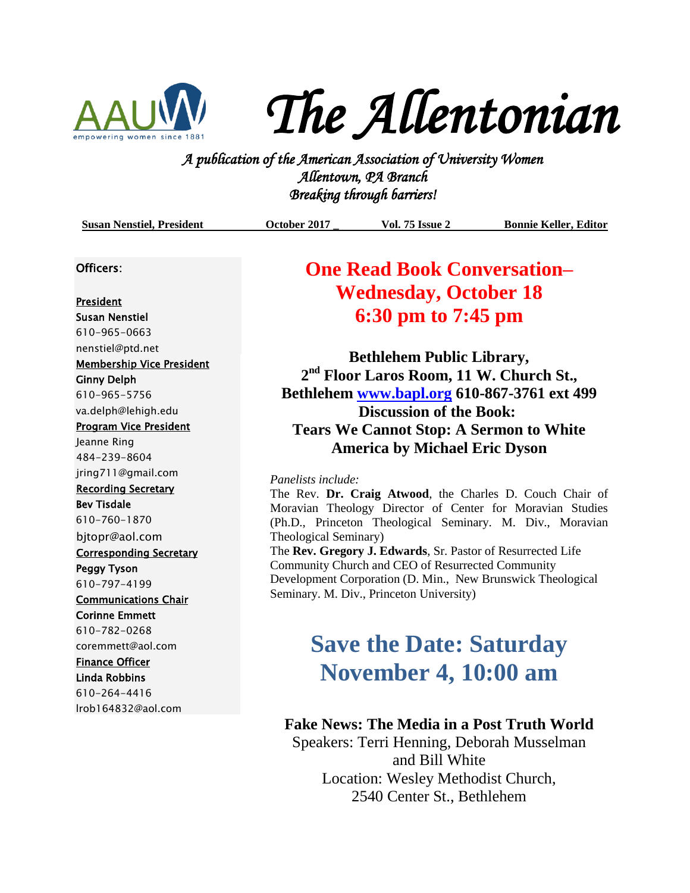# The Allentonian

*A publication of the American Association of University Women*
*Allentown, PA Branch*
*Breaking through barriers!*

**Susan Nenstiel, President** **October 2017** **Vol. 75 Issue 2** **Bonnie Keller, Editor**

## One Read Book Conversation– Wednesday, October 18 6:30 pm to 7:45 pm

**Bethlehem Public Library, 2nd Floor Laros Room, 11 W. Church St., Bethlehem [www.bapl.org](http://www.bapl.org) 610-867-3761 ext 499**
**Discussion of the Book:**
**Tears We Cannot Stop: A Sermon to White America by Michael Eric Dyson**

*Panelists include:*

The Rev. **Dr. Craig Atwood**, the Charles D. Couch Chair of Moravian Theology Director of Center for Moravian Studies (Ph.D., Princeton Theological Seminary. M. Div., Moravian Theological Seminary)

The **Rev. Gregory J. Edwards**, Sr. Pastor of Resurrected Life Community Church and CEO of Resurrected Community Development Corporation (D. Min., New Brunswick Theological Seminary. M. Div., Princeton University)

## Save the Date: Saturday November 4, 10:00 am

**Fake News: The Media in a Post Truth World**
Speakers: Terri Henning, Deborah Musselman and Bill White
Location: Wesley Methodist Church, 2540 Center St., Bethlehem

---

Officers:

President
**Susan Nenstiel**
610-965-0663
nenstiel@ptd.net

Membership Vice President
**Ginny Delph**
610-965-5756
va.delph@lehigh.edu

Program Vice President
Jeanne Ring
484-239-8604
jring711@gmail.com

Recording Secretary
**Bev Tisdale**
610-760-1870
bjtopr@aol.com

Corresponding Secretary
**Peggy Tyson**
610-797-4199

Communications Chair
**Corinne Emmett**
610-782-0268
coremmett@aol.com

Finance Officer
**Linda Robbins**
610-264-4416
lrob164832@aol.com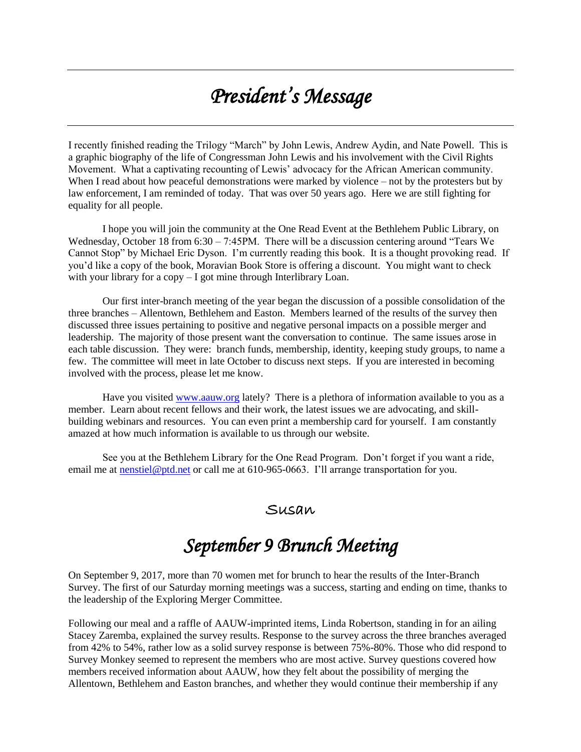# *President's Message*

I recently finished reading the Trilogy "March" by John Lewis, Andrew Aydin, and Nate Powell. This is a graphic biography of the life of Congressman John Lewis and his involvement with the Civil Rights Movement. What a captivating recounting of Lewis' advocacy for the African American community. When I read about how peaceful demonstrations were marked by violence – not by the protesters but by law enforcement, I am reminded of today. That was over 50 years ago. Here we are still fighting for equality for all people.

I hope you will join the community at the One Read Event at the Bethlehem Public Library, on Wednesday, October 18 from 6:30 – 7:45PM. There will be a discussion centering around "Tears We Cannot Stop" by Michael Eric Dyson. I'm currently reading this book. It is a thought provoking read. If you'd like a copy of the book, Moravian Book Store is offering a discount. You might want to check with your library for a copy – I got mine through Interlibrary Loan.

Our first inter-branch meeting of the year began the discussion of a possible consolidation of the three branches – Allentown, Bethlehem and Easton. Members learned of the results of the survey then discussed three issues pertaining to positive and negative personal impacts on a possible merger and leadership. The majority of those present want the conversation to continue. The same issues arose in each table discussion. They were: branch funds, membership, identity, keeping study groups, to name a few. The committee will meet in late October to discuss next steps. If you are interested in becoming involved with the process, please let me know.

Have you visited [www.aauw.org](http://www.aauw.org) lately? There is a plethora of information available to you as a member. Learn about recent fellows and their work, the latest issues we are advocating, and skill-building webinars and resources. You can even print a membership card for yourself. I am constantly amazed at how much information is available to us through our website.

See you at the Bethlehem Library for the One Read Program. Don't forget if you want a ride, email me at [nenstiel@ptd.net](mailto:nenstiel@ptd.net) or call me at 610-965-0663. I'll arrange transportation for you.

Susan

# *September 9 Brunch Meeting*

On September 9, 2017, more than 70 women met for brunch to hear the results of the Inter-Branch Survey. The first of our Saturday morning meetings was a success, starting and ending on time, thanks to the leadership of the Exploring Merger Committee.

Following our meal and a raffle of AAUW-imprinted items, Linda Robertson, standing in for an ailing Stacey Zaremba, explained the survey results. Response to the survey across the three branches averaged from 42% to 54%, rather low as a solid survey response is between 75%-80%. Those who did respond to Survey Monkey seemed to represent the members who are most active. Survey questions covered how members received information about AAUW, how they felt about the possibility of merging the Allentown, Bethlehem and Easton branches, and whether they would continue their membership if any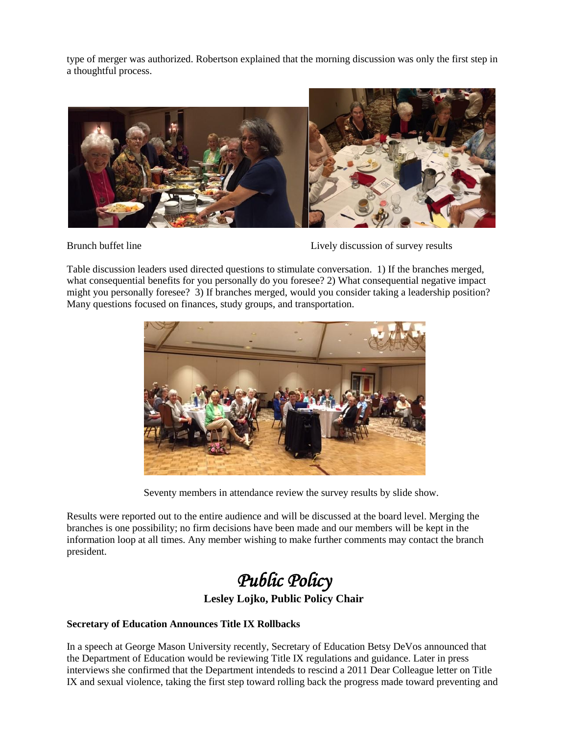type of merger was authorized. Robertson explained that the morning discussion was only the first step in a thoughtful process.

Brunch buffet line

Lively discussion of survey results

Table discussion leaders used directed questions to stimulate conversation. 1) If the branches merged, what consequential benefits for you personally do you foresee? 2) What consequential negative impact might you personally foresee? 3) If branches merged, would you consider taking a leadership position? Many questions focused on finances, study groups, and transportation.

Seventy members in attendance review the survey results by slide show.

Results were reported out to the entire audience and will be discussed at the board level. Merging the branches is one possibility; no firm decisions have been made and our members will be kept in the information loop at all times. Any member wishing to make further comments may contact the branch president.

# *Public Policy*

**Lesley Lojko, Public Policy Chair**

**Secretary of Education Announces Title IX Rollbacks**

In a speech at George Mason University recently, Secretary of Education Betsy DeVos announced that the Department of Education would be reviewing Title IX regulations and guidance. Later in press interviews she confirmed that the Department intended to rescind a 2011 Dear Colleague letter on Title IX and sexual violence, taking the first step toward rolling back the progress made toward preventing and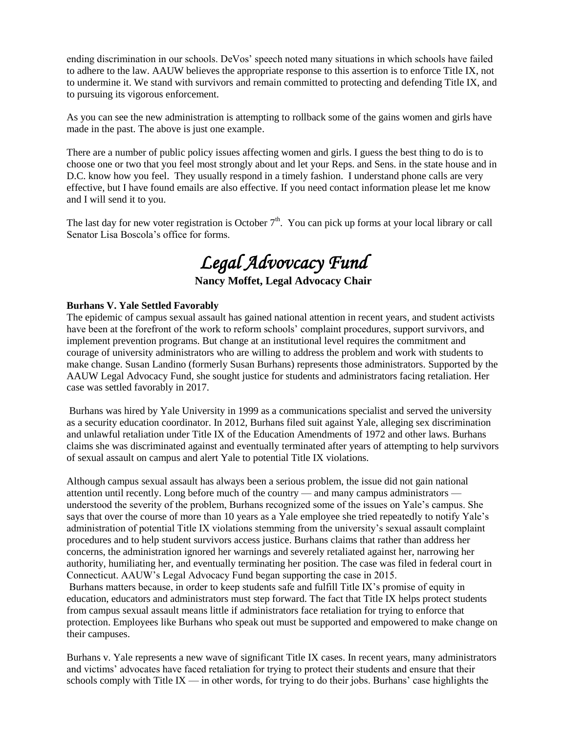ending discrimination in our schools. DeVos' speech noted many situations in which schools have failed to adhere to the law. AAUW believes the appropriate response to this assertion is to enforce Title IX, not to undermine it. We stand with survivors and remain committed to protecting and defending Title IX, and to pursuing its vigorous enforcement.

As you can see the new administration is attempting to rollback some of the gains women and girls have made in the past. The above is just one example.

There are a number of public policy issues affecting women and girls. I guess the best thing to do is to choose one or two that you feel most strongly about and let your Reps. and Sens. in the state house and in D.C. know how you feel. They usually respond in a timely fashion. I understand phone calls are very effective, but I have found emails are also effective. If you need contact information please let me know and I will send it to you.

The last day for new voter registration is October 7th. You can pick up forms at your local library or call Senator Lisa Boscola's office for forms.

# *Legal Advovcacy Fund*

**Nancy Moffet, Legal Advocacy Chair**

**Burhans V. Yale Settled Favorably**

The epidemic of campus sexual assault has gained national attention in recent years, and student activists have been at the forefront of the work to reform schools' complaint procedures, support survivors, and implement prevention programs. But change at an institutional level requires the commitment and courage of university administrators who are willing to address the problem and work with students to make change. Susan Landino (formerly Susan Burhans) represents those administrators. Supported by the AAUW Legal Advocacy Fund, she sought justice for students and administrators facing retaliation. Her case was settled favorably in 2017.

Burhans was hired by Yale University in 1999 as a communications specialist and served the university as a security education coordinator. In 2012, Burhans filed suit against Yale, alleging sex discrimination and unlawful retaliation under Title IX of the Education Amendments of 1972 and other laws. Burhans claims she was discriminated against and eventually terminated after years of attempting to help survivors of sexual assault on campus and alert Yale to potential Title IX violations.

Although campus sexual assault has always been a serious problem, the issue did not gain national attention until recently. Long before much of the country — and many campus administrators — understood the severity of the problem, Burhans recognized some of the issues on Yale's campus. She says that over the course of more than 10 years as a Yale employee she tried repeatedly to notify Yale's administration of potential Title IX violations stemming from the university's sexual assault complaint procedures and to help student survivors access justice. Burhans claims that rather than address her concerns, the administration ignored her warnings and severely retaliated against her, narrowing her authority, humiliating her, and eventually terminating her position. The case was filed in federal court in Connecticut. AAUW's Legal Advocacy Fund began supporting the case in 2015.

Burhans matters because, in order to keep students safe and fulfill Title IX's promise of equity in education, educators and administrators must step forward. The fact that Title IX helps protect students from campus sexual assault means little if administrators face retaliation for trying to enforce that protection. Employees like Burhans who speak out must be supported and empowered to make change on their campuses.

Burhans v. Yale represents a new wave of significant Title IX cases. In recent years, many administrators and victims' advocates have faced retaliation for trying to protect their students and ensure that their schools comply with Title IX — in other words, for trying to do their jobs. Burhans' case highlights the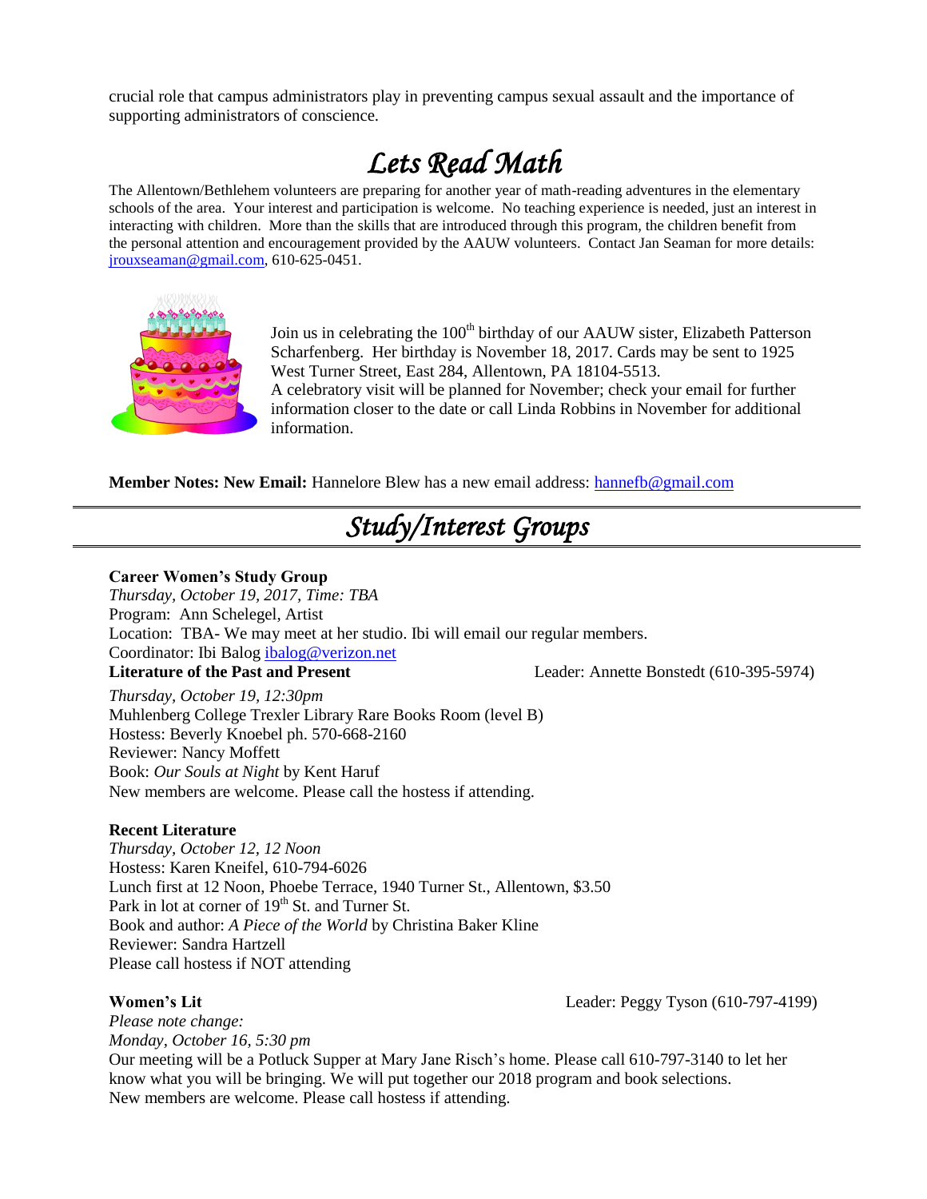crucial role that campus administrators play in preventing campus sexual assault and the importance of supporting administrators of conscience.

# *Lets Read Math*

The Allentown/Bethlehem volunteers are preparing for another year of math-reading adventures in the elementary schools of the area. Your interest and participation is welcome. No teaching experience is needed, just an interest in interacting with children. More than the skills that are introduced through this program, the children benefit from the personal attention and encouragement provided by the AAUW volunteers. Contact Jan Seaman for more details: jrouxseaman@gmail.com, 610-625-0451.

Join us in celebrating the 100th birthday of our AAUW sister, Elizabeth Patterson Scharfenberg. Her birthday is November 18, 2017. Cards may be sent to 1925 West Turner Street, East 284, Allentown, PA 18104-5513.
A celebratory visit will be planned for November; check your email for further information closer to the date or call Linda Robbins in November for additional information.

**Member Notes: New Email:** Hannelore Blew has a new email address: hannefb@gmail.com

# *Study/Interest Groups*

**Career Women's Study Group**
*Thursday, October 19, 2017, Time: TBA*
Program: Ann Schelegel, Artist
Location: TBA- We may meet at her studio. Ibi will email our regular members.
Coordinator: Ibi Balog ibalog@verizon.net

**Literature of the Past and Present** Leader: Annette Bonstedt (610-395-5974)
*Thursday, October 19, 12:30pm*
Muhlenberg College Trexler Library Rare Books Room (level B)
Hostess: Beverly Knoebel ph. 570-668-2160
Reviewer: Nancy Moffett
Book: *Our Souls at Night* by Kent Haruf
New members are welcome. Please call the hostess if attending.

**Recent Literature**
*Thursday, October 12, 12 Noon*
Hostess: Karen Kneifel, 610-794-6026
Lunch first at 12 Noon, Phoebe Terrace, 1940 Turner St., Allentown, $3.50
Park in lot at corner of 19th St. and Turner St.
Book and author: *A Piece of the World* by Christina Baker Kline
Reviewer: Sandra Hartzell
Please call hostess if NOT attending

**Women's Lit** Leader: Peggy Tyson (610-797-4199)
*Please note change:*
*Monday, October 16, 5:30 pm*
Our meeting will be a Potluck Supper at Mary Jane Risch's home. Please call 610-797-3140 to let her know what you will be bringing. We will put together our 2018 program and book selections.
New members are welcome. Please call hostess if attending.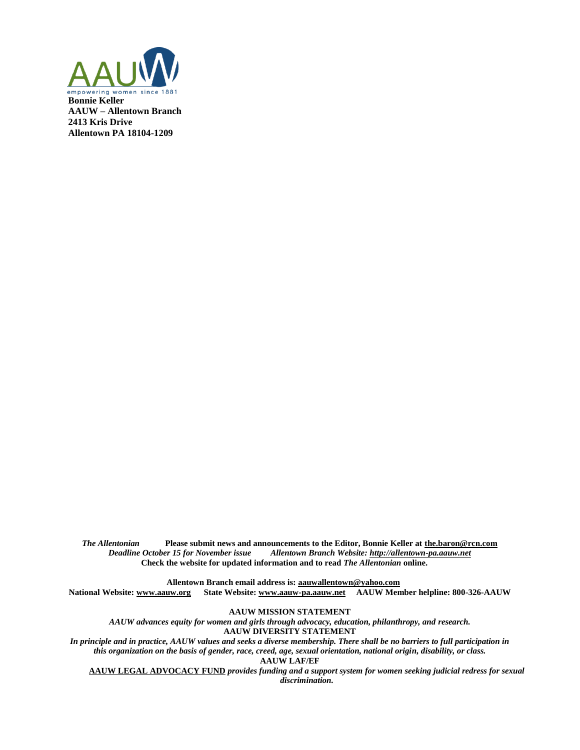AAUW

empowering women since 1881

**Bonnie Keller**
**AAUW – Allentown Branch**
**2413 Kris Drive**
**Allentown PA 18104-1209**

***The Allentonian*** **Please submit news and announcements to the Editor, Bonnie Keller at the.baron@rcn.com**
***Deadline October 15 for November issue*** ***Allentown Branch Website: http://allentown-pa.aauw.net***
**Check the website for updated information and to read *The Allentonian* online.**

**Allentown Branch email address is: aauwallentown@yahoo.com**
**National Website: www.aauw.org State Website: www.aauw-pa.aauw.net AAUW Member helpline: 800-326-AAUW**

**AAUW MISSION STATEMENT**

***AAUW advances equity for women and girls through advocacy, education, philanthropy, and research.***

**AAUW DIVERSITY STATEMENT**

***In principle and in practice, AAUW values and seeks a diverse membership. There shall be no barriers to full participation in this organization on the basis of gender, race, creed, age, sexual orientation, national origin, disability, or class.***

**AAUW LAF/EF**

**AAUW LEGAL ADVOCACY FUND** ***provides funding and a support system for women seeking judicial redress for sexual discrimination.***